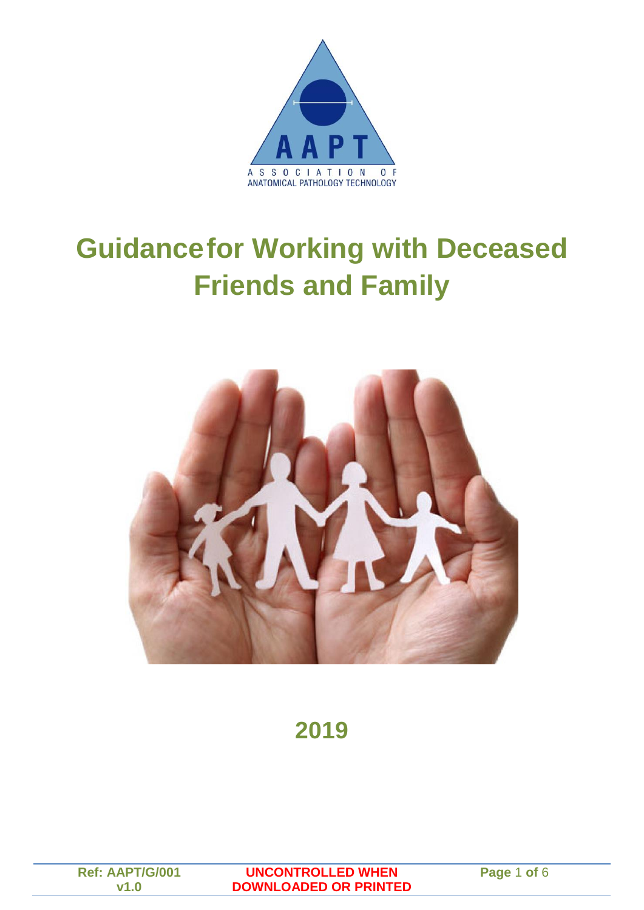# Guidance for Working with Deceased Friends and Family

## 2019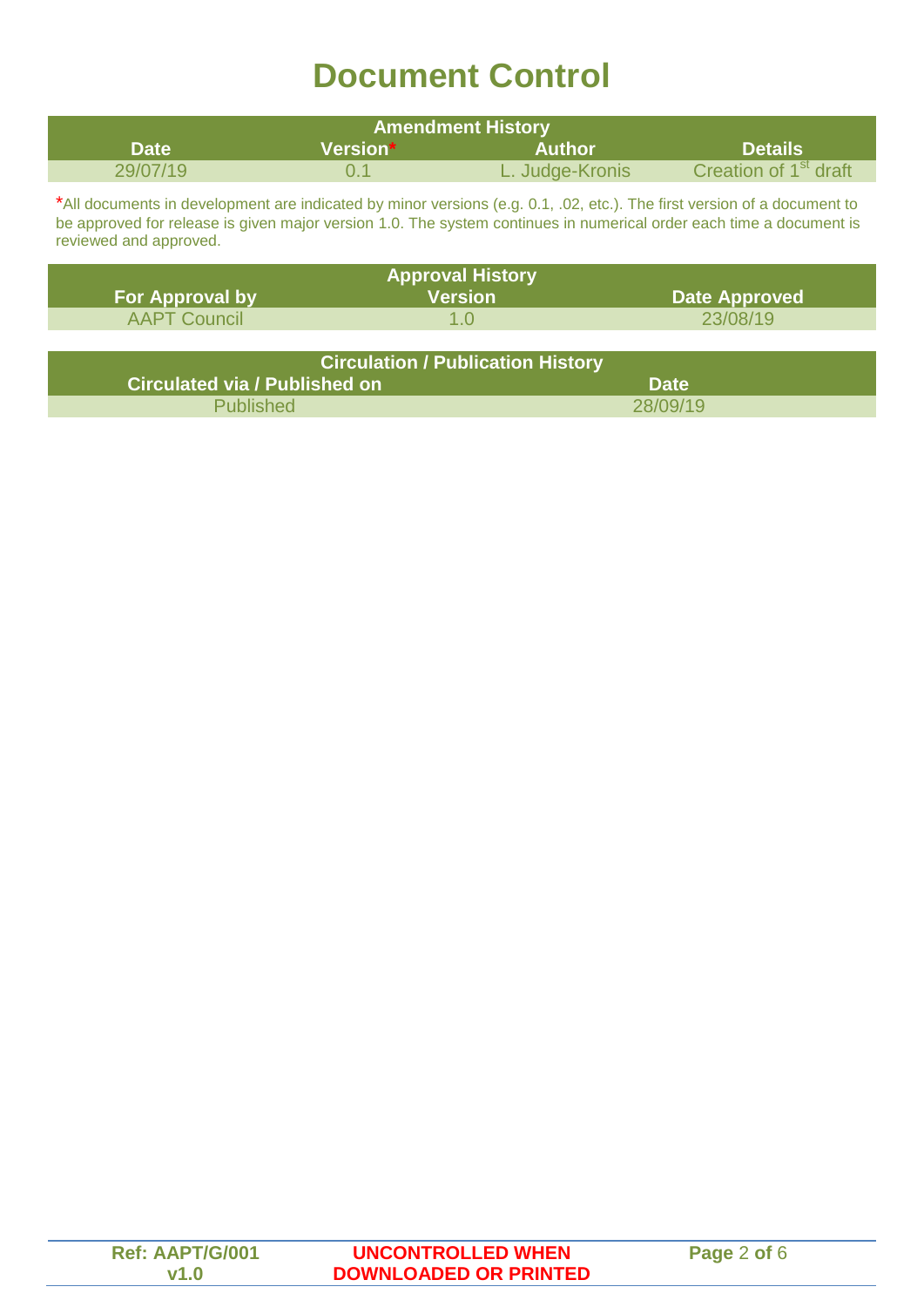# Document Control

| Amendment History | | | |
|---|---|---|---|
| **Date** | **Version*** | **Author** | **Details** |
| 29/07/19 | 0.1 | L. Judge-Kronis | Creation of 1st draft |

*All documents in development are indicated by minor versions (e.g. 0.1, .02, etc.). The first version of a document to be approved for release is given major version 1.0. The system continues in numerical order each time a document is reviewed and approved.

| Approval History | | |
|---|---|---|
| **For Approval by** | **Version** | **Date Approved** |
| AAPT Council | 1.0 | 23/08/19 |

| Circulation / Publication History | |
|---|---|
| **Circulated via / Published on** | **Date** |
| Published | 28/09/19 |

Ref: AAPT/G/001 v1.0

UNCONTROLLED WHEN DOWNLOADED OR PRINTED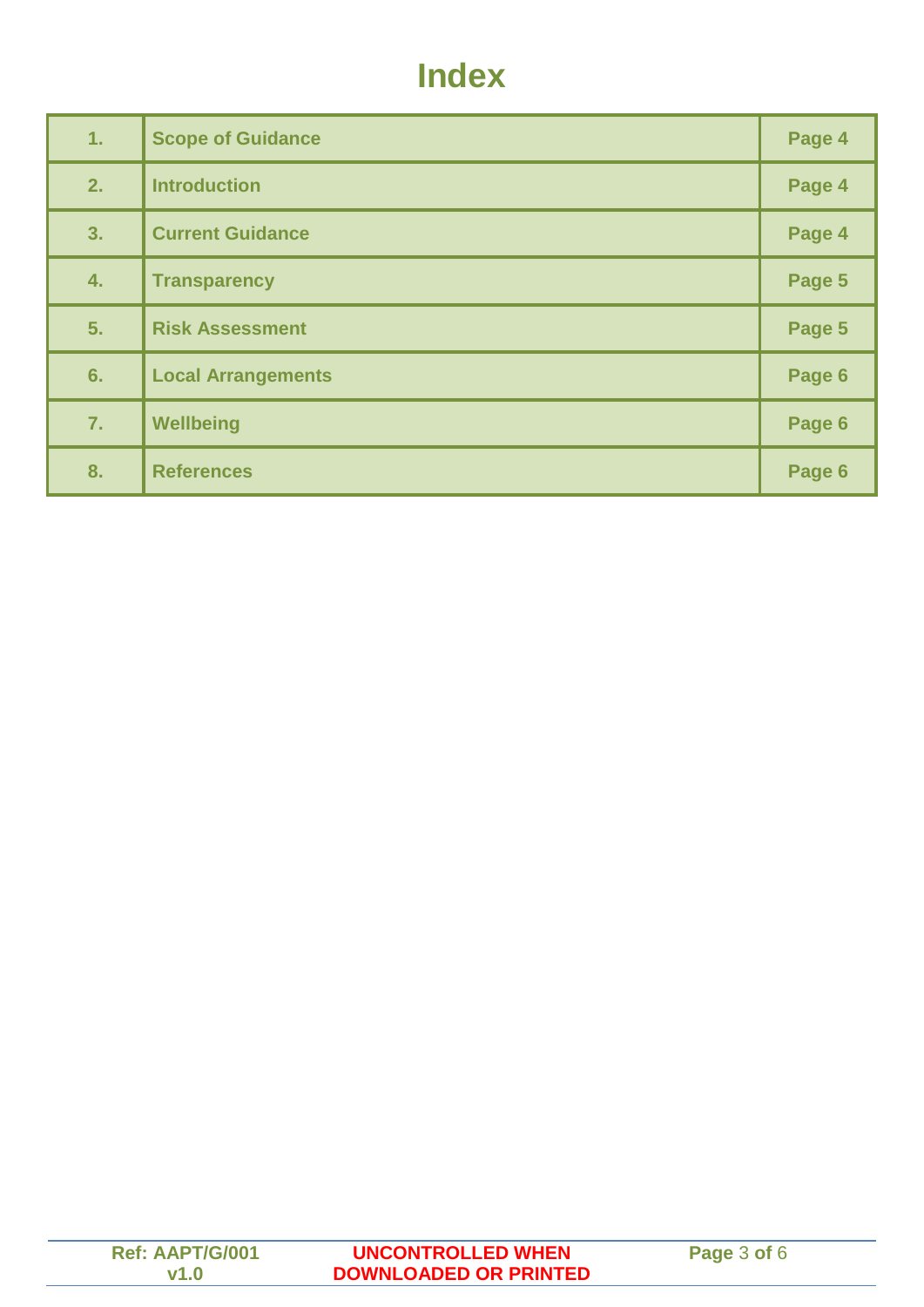# Index

| | | |
|---|---|---|
| 1. | Scope of Guidance | Page 4 |
| 2. | Introduction | Page 4 |
| 3. | Current Guidance | Page 4 |
| 4. | Transparency | Page 5 |
| 5. | Risk Assessment | Page 5 |
| 6. | Local Arrangements | Page 6 |
| 7. | Wellbeing | Page 6 |
| 8. | References | Page 6 |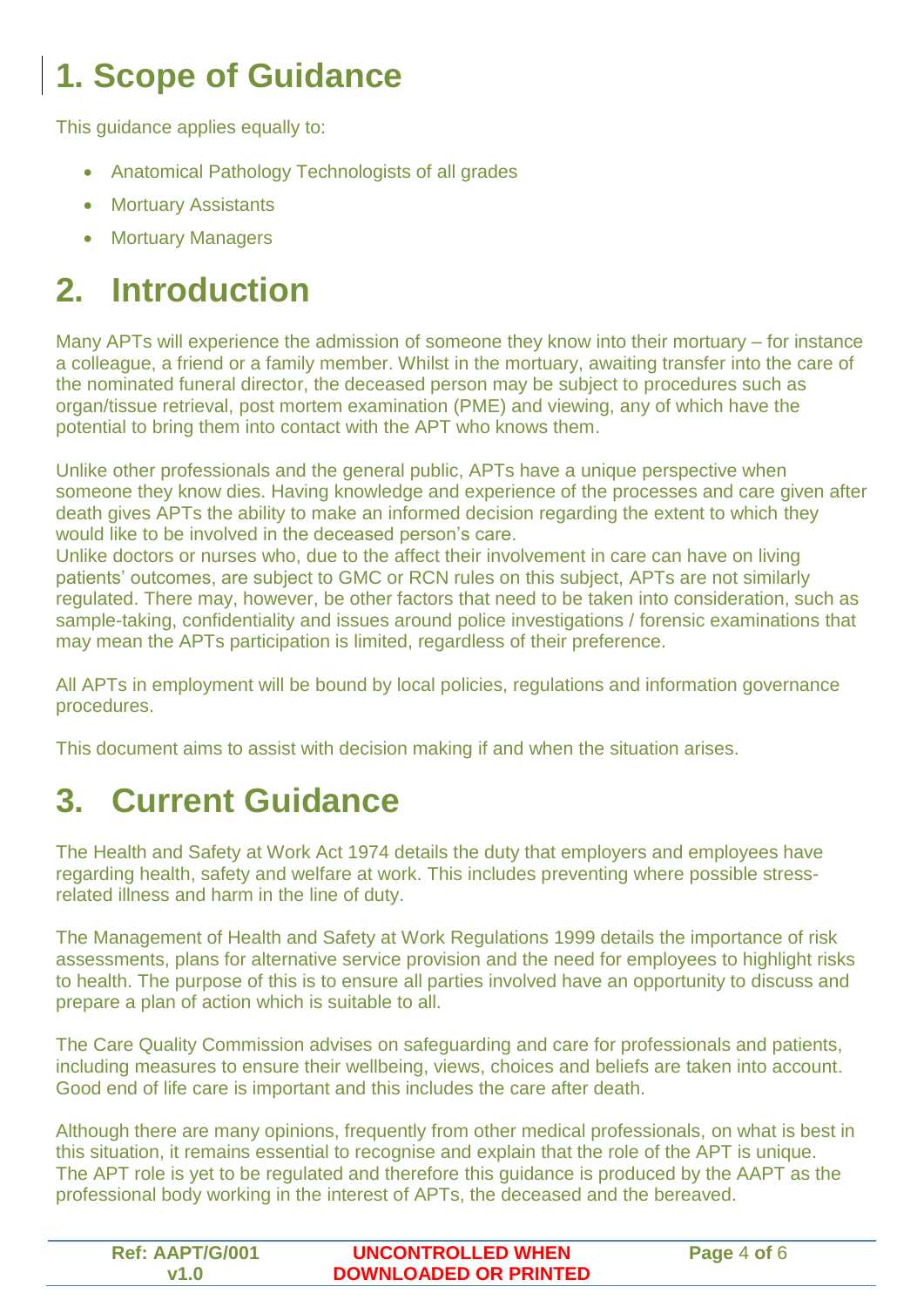# 1. Scope of Guidance

This guidance applies equally to:

- Anatomical Pathology Technologists of all grades
- Mortuary Assistants
- Mortuary Managers

# 2. Introduction

Many APTs will experience the admission of someone they know into their mortuary – for instance a colleague, a friend or a family member. Whilst in the mortuary, awaiting transfer into the care of the nominated funeral director, the deceased person may be subject to procedures such as organ/tissue retrieval, post mortem examination (PME) and viewing, any of which have the potential to bring them into contact with the APT who knows them.

Unlike other professionals and the general public, APTs have a unique perspective when someone they know dies. Having knowledge and experience of the processes and care given after death gives APTs the ability to make an informed decision regarding the extent to which they would like to be involved in the deceased person's care.

Unlike doctors or nurses who, due to the affect their involvement in care can have on living patients' outcomes, are subject to GMC or RCN rules on this subject, APTs are not similarly regulated. There may, however, be other factors that need to be taken into consideration, such as sample-taking, confidentiality and issues around police investigations / forensic examinations that may mean the APTs participation is limited, regardless of their preference.

All APTs in employment will be bound by local policies, regulations and information governance procedures.

This document aims to assist with decision making if and when the situation arises.

# 3. Current Guidance

The Health and Safety at Work Act 1974 details the duty that employers and employees have regarding health, safety and welfare at work. This includes preventing where possible stress-related illness and harm in the line of duty.

The Management of Health and Safety at Work Regulations 1999 details the importance of risk assessments, plans for alternative service provision and the need for employees to highlight risks to health. The purpose of this is to ensure all parties involved have an opportunity to discuss and prepare a plan of action which is suitable to all.

The Care Quality Commission advises on safeguarding and care for professionals and patients, including measures to ensure their wellbeing, views, choices and beliefs are taken into account. Good end of life care is important and this includes the care after death.

Although there are many opinions, frequently from other medical professionals, on what is best in this situation, it remains essential to recognise and explain that the role of the APT is unique. The APT role is yet to be regulated and therefore this guidance is produced by the AAPT as the professional body working in the interest of APTs, the deceased and the bereaved.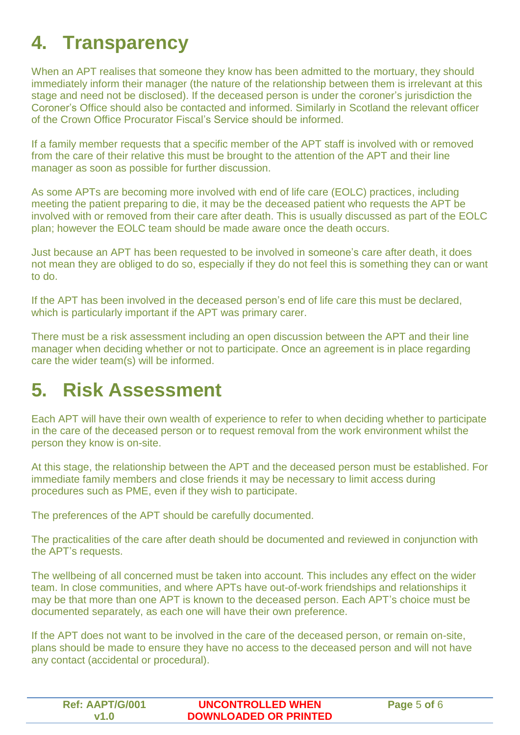# 4. Transparency

When an APT realises that someone they know has been admitted to the mortuary, they should immediately inform their manager (the nature of the relationship between them is irrelevant at this stage and need not be disclosed). If the deceased person is under the coroner's jurisdiction the Coroner's Office should also be contacted and informed. Similarly in Scotland the relevant officer of the Crown Office Procurator Fiscal's Service should be informed.

If a family member requests that a specific member of the APT staff is involved with or removed from the care of their relative this must be brought to the attention of the APT and their line manager as soon as possible for further discussion.

As some APTs are becoming more involved with end of life care (EOLC) practices, including meeting the patient preparing to die, it may be the deceased patient who requests the APT be involved with or removed from their care after death. This is usually discussed as part of the EOLC plan; however the EOLC team should be made aware once the death occurs.

Just because an APT has been requested to be involved in someone's care after death, it does not mean they are obliged to do so, especially if they do not feel this is something they can or want to do.

If the APT has been involved in the deceased person's end of life care this must be declared, which is particularly important if the APT was primary carer.

There must be a risk assessment including an open discussion between the APT and their line manager when deciding whether or not to participate. Once an agreement is in place regarding care the wider team(s) will be informed.

# 5. Risk Assessment

Each APT will have their own wealth of experience to refer to when deciding whether to participate in the care of the deceased person or to request removal from the work environment whilst the person they know is on-site.

At this stage, the relationship between the APT and the deceased person must be established. For immediate family members and close friends it may be necessary to limit access during procedures such as PME, even if they wish to participate.

The preferences of the APT should be carefully documented.

The practicalities of the care after death should be documented and reviewed in conjunction with the APT's requests.

The wellbeing of all concerned must be taken into account. This includes any effect on the wider team. In close communities, and where APTs have out-of-work friendships and relationships it may be that more than one APT is known to the deceased person. Each APT's choice must be documented separately, as each one will have their own preference.

If the APT does not want to be involved in the care of the deceased person, or remain on-site, plans should be made to ensure they have no access to the deceased person and will not have any contact (accidental or procedural).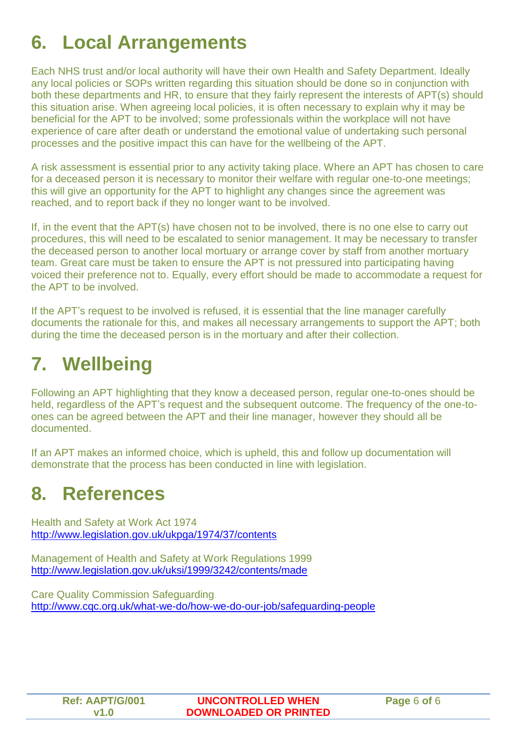# 6. Local Arrangements

Each NHS trust and/or local authority will have their own Health and Safety Department. Ideally any local policies or SOPs written regarding this situation should be done so in conjunction with both these departments and HR, to ensure that they fairly represent the interests of APT(s) should this situation arise. When agreeing local policies, it is often necessary to explain why it may be beneficial for the APT to be involved; some professionals within the workplace will not have experience of care after death or understand the emotional value of undertaking such personal processes and the positive impact this can have for the wellbeing of the APT.

A risk assessment is essential prior to any activity taking place. Where an APT has chosen to care for a deceased person it is necessary to monitor their welfare with regular one-to-one meetings; this will give an opportunity for the APT to highlight any changes since the agreement was reached, and to report back if they no longer want to be involved.

If, in the event that the APT(s) have chosen not to be involved, there is no one else to carry out procedures, this will need to be escalated to senior management. It may be necessary to transfer the deceased person to another local mortuary or arrange cover by staff from another mortuary team. Great care must be taken to ensure the APT is not pressured into participating having voiced their preference not to. Equally, every effort should be made to accommodate a request for the APT to be involved.

If the APT's request to be involved is refused, it is essential that the line manager carefully documents the rationale for this, and makes all necessary arrangements to support the APT; both during the time the deceased person is in the mortuary and after their collection.

# 7. Wellbeing

Following an APT highlighting that they know a deceased person, regular one-to-ones should be held, regardless of the APT's request and the subsequent outcome. The frequency of the one-to-ones can be agreed between the APT and their line manager, however they should all be documented.

If an APT makes an informed choice, which is upheld, this and follow up documentation will demonstrate that the process has been conducted in line with legislation.

# 8. References

Health and Safety at Work Act 1974
http://www.legislation.gov.uk/ukpga/1974/37/contents

Management of Health and Safety at Work Regulations 1999
http://www.legislation.gov.uk/uksi/1999/3242/contents/made

Care Quality Commission Safeguarding
http://www.cqc.org.uk/what-we-do/how-we-do-our-job/safeguarding-people